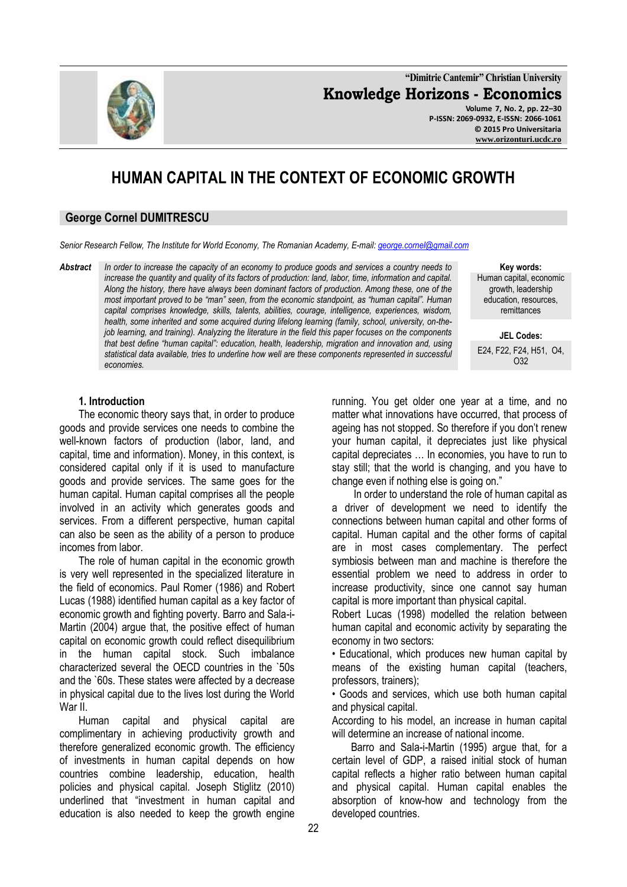# HUMAN CAPITAL IN THE CONTEXT OF ECONOMIC GROWTH

## George Cornel DUMITRESCU

*Senior Research Fellow, The Institute for World Economy, The Romanian Academy, E-mail: george.cornel@gmail.com*

***Abstract*** *In order to increase the capacity of an economy to produce goods and services a country needs to increase the quantity and quality of its factors of production: land, labor, time, information and capital. Along the history, there have always been dominant factors of production. Among these, one of the most important proved to be "man" seen, from the economic standpoint, as "human capital". Human capital comprises knowledge, skills, talents, abilities, courage, intelligence, experiences, wisdom, health, some inherited and some acquired during lifelong learning (family, school, university, on-the-job learning, and training). Analyzing the literature in the field this paper focuses on the components that best define "human capital": education, health, leadership, migration and innovation and, using statistical data available, tries to underline how well are these components represented in successful economies.*

**Key words:** Human capital, economic growth, leadership education, resources, remittances

**JEL Codes:** E24, F22, F24, H51, O4, O32

### 1. Introduction

The economic theory says that, in order to produce goods and provide services one needs to combine the well-known factors of production (labor, land, and capital, time and information). Money, in this context, is considered capital only if it is used to manufacture goods and provide services. The same goes for the human capital. Human capital comprises all the people involved in an activity which generates goods and services. From a different perspective, human capital can also be seen as the ability of a person to produce incomes from labor.

The role of human capital in the economic growth is very well represented in the specialized literature in the field of economics. Paul Romer (1986) and Robert Lucas (1988) identified human capital as a key factor of economic growth and fighting poverty. Barro and Sala-i-Martin (2004) argue that, the positive effect of human capital on economic growth could reflect disequilibrium in the human capital stock. Such imbalance characterized several the OECD countries in the `50s and the `60s. These states were affected by a decrease in physical capital due to the lives lost during the World War II.

Human capital and physical capital are complimentary in achieving productivity growth and therefore generalized economic growth. The efficiency of investments in human capital depends on how countries combine leadership, education, health policies and physical capital. Joseph Stiglitz (2010) underlined that "investment in human capital and education is also needed to keep the growth engine running. You get older one year at a time, and no matter what innovations have occurred, that process of ageing has not stopped. So therefore if you don't renew your human capital, it depreciates just like physical capital depreciates … In economies, you have to run to stay still; that the world is changing, and you have to change even if nothing else is going on."

In order to understand the role of human capital as a driver of development we need to identify the connections between human capital and other forms of capital. Human capital and the other forms of capital are in most cases complementary. The perfect symbiosis between man and machine is therefore the essential problem we need to address in order to increase productivity, since one cannot say human capital is more important than physical capital.

Robert Lucas (1998) modelled the relation between human capital and economic activity by separating the economy in two sectors:

- Educational, which produces new human capital by means of the existing human capital (teachers, professors, trainers);
- Goods and services, which use both human capital and physical capital.

According to his model, an increase in human capital will determine an increase of national income.

Barro and Sala-i-Martin (1995) argue that, for a certain level of GDP, a raised initial stock of human capital reflects a higher ratio between human capital and physical capital. Human capital enables the absorption of know-how and technology from the developed countries.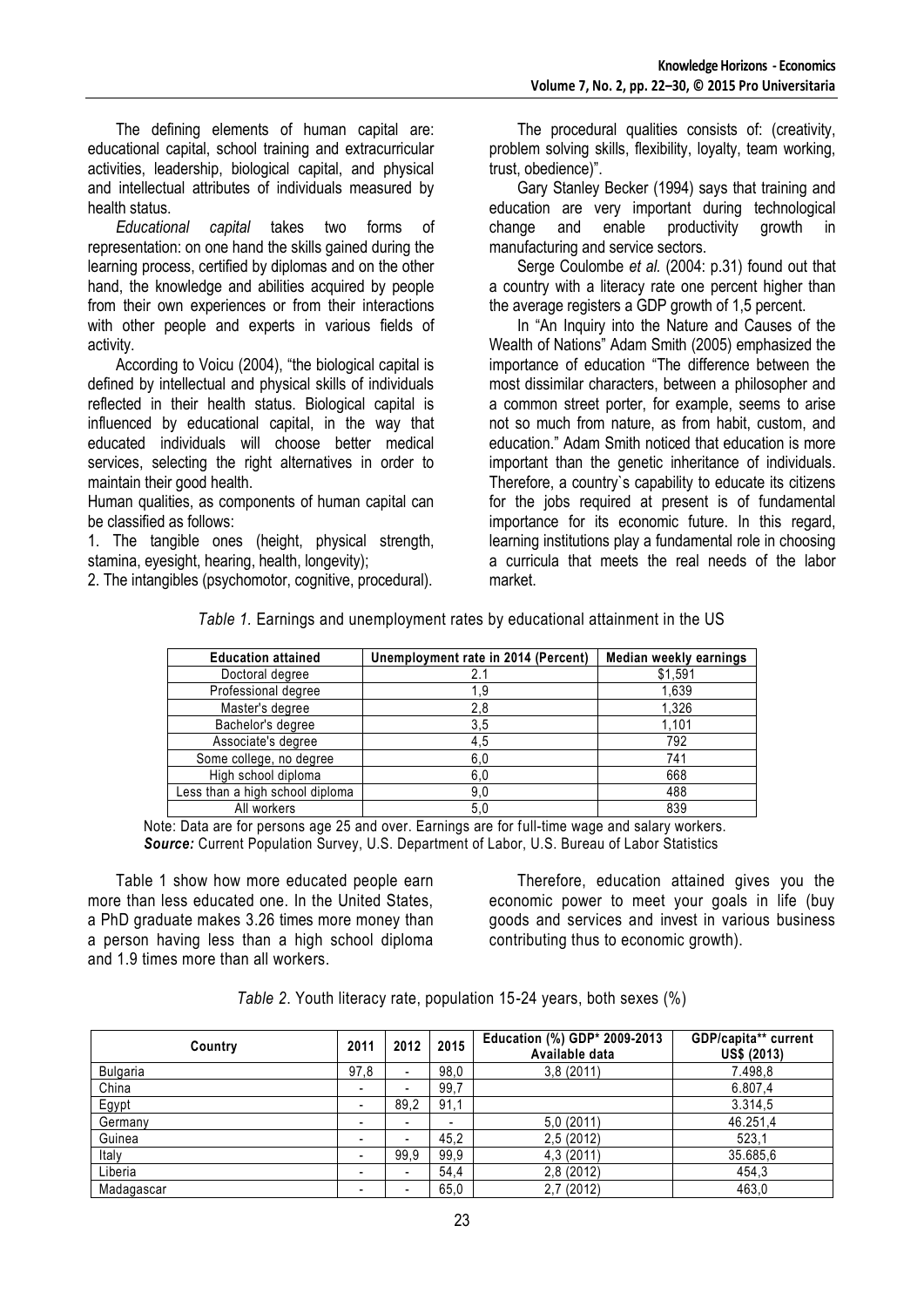The defining elements of human capital are: educational capital, school training and extracurricular activities, leadership, biological capital, and physical and intellectual attributes of individuals measured by health status.

*Educational capital* takes two forms of representation: on one hand the skills gained during the learning process, certified by diplomas and on the other hand, the knowledge and abilities acquired by people from their own experiences or from their interactions with other people and experts in various fields of activity.

According to Voicu (2004), "the biological capital is defined by intellectual and physical skills of individuals reflected in their health status. Biological capital is influenced by educational capital, in the way that educated individuals will choose better medical services, selecting the right alternatives in order to maintain their good health.

Human qualities, as components of human capital can be classified as follows:

1. The tangible ones (height, physical strength, stamina, eyesight, hearing, health, longevity);
2. The intangibles (psychomotor, cognitive, procedural).

The procedural qualities consists of: (creativity, problem solving skills, flexibility, loyalty, team working, trust, obedience)".

Gary Stanley Becker (1994) says that training and education are very important during technological change and enable productivity growth in manufacturing and service sectors.

Serge Coulombe *et al.* (2004: p.31) found out that a country with a literacy rate one percent higher than the average registers a GDP growth of 1,5 percent.

In "An Inquiry into the Nature and Causes of the Wealth of Nations" Adam Smith (2005) emphasized the importance of education "The difference between the most dissimilar characters, between a philosopher and a common street porter, for example, seems to arise not so much from nature, as from habit, custom, and education." Adam Smith noticed that education is more important than the genetic inheritance of individuals. Therefore, a country`s capability to educate its citizens for the jobs required at present is of fundamental importance for its economic future. In this regard, learning institutions play a fundamental role in choosing a curricula that meets the real needs of the labor market.

*Table 1.* Earnings and unemployment rates by educational attainment in the US

| Education attained | Unemployment rate in 2014 (Percent) | Median weekly earnings |
|---|---|---|
| Doctoral degree | 2.1 | $1,591 |
| Professional degree | 1,9 | 1,639 |
| Master's degree | 2,8 | 1,326 |
| Bachelor's degree | 3,5 | 1,101 |
| Associate's degree | 4,5 | 792 |
| Some college, no degree | 6,0 | 741 |
| High school diploma | 6,0 | 668 |
| Less than a high school diploma | 9,0 | 488 |
| All workers | 5,0 | 839 |

Note: Data are for persons age 25 and over. Earnings are for full-time wage and salary workers.
***Source:*** Current Population Survey, U.S. Department of Labor, U.S. Bureau of Labor Statistics

Table 1 show how more educated people earn more than less educated one. In the United States, a PhD graduate makes 3.26 times more money than a person having less than a high school diploma and 1.9 times more than all workers.

Therefore, education attained gives you the economic power to meet your goals in life (buy goods and services and invest in various business contributing thus to economic growth).

*Table 2.* Youth literacy rate, population 15-24 years, both sexes (%)

| Country | 2011 | 2012 | 2015 | Education (%) GDP* 2009-2013 Available data | GDP/capita** current US$ (2013) |
|---|---|---|---|---|---|
| Bulgaria | 97,8 | - | 98,0 | 3,8 (2011) | 7.498,8 |
| China | - | - | 99,7 | | 6.807,4 |
| Egypt | - | 89,2 | 91,1 | | 3.314,5 |
| Germany | - | - | - | 5,0 (2011) | 46.251,4 |
| Guinea | - | - | 45,2 | 2,5 (2012) | 523,1 |
| Italy | - | 99,9 | 99,9 | 4,3 (2011) | 35.685,6 |
| Liberia | - | - | 54,4 | 2,8 (2012) | 454,3 |
| Madagascar | - | - | 65,0 | 2,7 (2012) | 463,0 |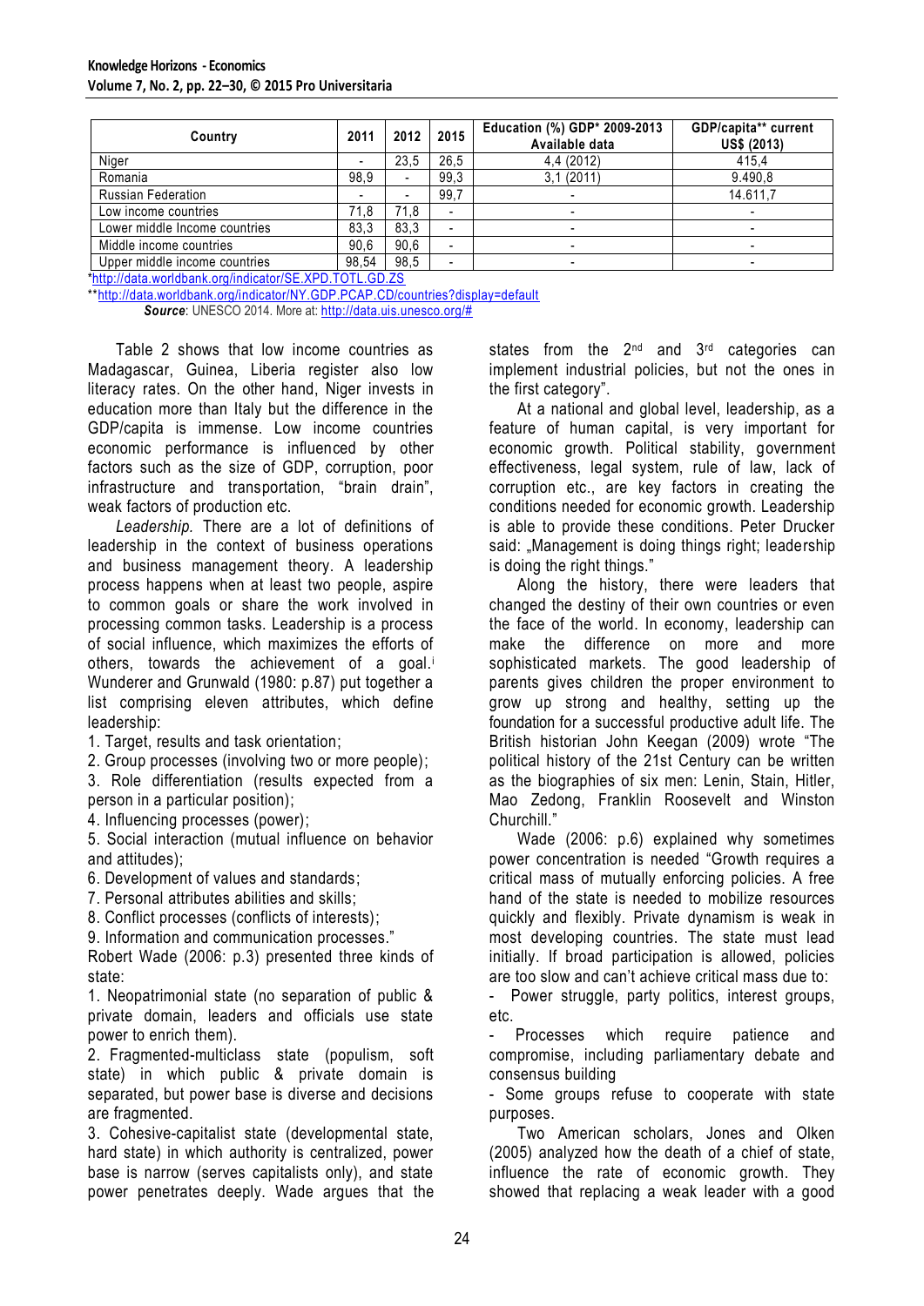| Country | 2011 | 2012 | 2015 | Education (%) GDP* 2009-2013 Available data | GDP/capita** current US$ (2013) |
|---|---|---|---|---|---|
| Niger | - | 23,5 | 26,5 | 4,4 (2012) | 415,4 |
| Romania | 98,9 | - | 99,3 | 3,1 (2011) | 9.490,8 |
| Russian Federation | - | - | 99,7 | - | 14.611,7 |
| Low income countries | 71,8 | 71,8 | - | - | - |
| Lower middle Income countries | 83,3 | 83,3 | - | - | - |
| Middle income countries | 90,6 | 90,6 | - | - | - |
| Upper middle income countries | 98,54 | 98,5 | - | - | - |

*http://data.worldbank.org/indicator/SE.XPD.TOTL.GD.ZS

**http://data.worldbank.org/indicator/NY.GDP.PCAP.CD/countries?display=default

***Source***: UNESCO 2014. More at: http://data.uis.unesco.org/#

Table 2 shows that low income countries as Madagascar, Guinea, Liberia register also low literacy rates. On the other hand, Niger invests in education more than Italy but the difference in the GDP/capita is immense. Low income countries economic performance is influenced by other factors such as the size of GDP, corruption, poor infrastructure and transportation, "brain drain", weak factors of production etc.

*Leadership.* There are a lot of definitions of leadership in the context of business operations and business management theory. A leadership process happens when at least two people, aspire to common goals or share the work involved in processing common tasks. Leadership is a process of social influence, which maximizes the efforts of others, towards the achievement of a goal.[i] Wunderer and Grunwald (1980: p.87) put together a list comprising eleven attributes, which define leadership:

1. Target, results and task orientation;
2. Group processes (involving two or more people);
3. Role differentiation (results expected from a person in a particular position);
4. Influencing processes (power);
5. Social interaction (mutual influence on behavior and attitudes);
6. Development of values and standards;
7. Personal attributes abilities and skills;
8. Conflict processes (conflicts of interests);
9. Information and communication processes."

Robert Wade (2006: p.3) presented three kinds of state:

1. Neopatrimonial state (no separation of public & private domain, leaders and officials use state power to enrich them).
2. Fragmented-multiclass state (populism, soft state) in which public & private domain is separated, but power base is diverse and decisions are fragmented.
3. Cohesive-capitalist state (developmental state, hard state) in which authority is centralized, power base is narrow (serves capitalists only), and state power penetrates deeply. Wade argues that the states from the 2nd and 3rd categories can implement industrial policies, but not the ones in the first category".

At a national and global level, leadership, as a feature of human capital, is very important for economic growth. Political stability, government effectiveness, legal system, rule of law, lack of corruption etc., are key factors in creating the conditions needed for economic growth. Leadership is able to provide these conditions. Peter Drucker said: „Management is doing things right; leadership is doing the right things."

Along the history, there were leaders that changed the destiny of their own countries or even the face of the world. In economy, leadership can make the difference on more and more sophisticated markets. The good leadership of parents gives children the proper environment to grow up strong and healthy, setting up the foundation for a successful productive adult life. The British historian John Keegan (2009) wrote "The political history of the 21st Century can be written as the biographies of six men: Lenin, Stain, Hitler, Mao Zedong, Franklin Roosevelt and Winston Churchill."

Wade (2006: p.6) explained why sometimes power concentration is needed "Growth requires a critical mass of mutually enforcing policies. A free hand of the state is needed to mobilize resources quickly and flexibly. Private dynamism is weak in most developing countries. The state must lead initially. If broad participation is allowed, policies are too slow and can't achieve critical mass due to:

- Power struggle, party politics, interest groups, etc.
- Processes which require patience and compromise, including parliamentary debate and consensus building
- Some groups refuse to cooperate with state purposes.

Two American scholars, Jones and Olken (2005) analyzed how the death of a chief of state, influence the rate of economic growth. They showed that replacing a weak leader with a good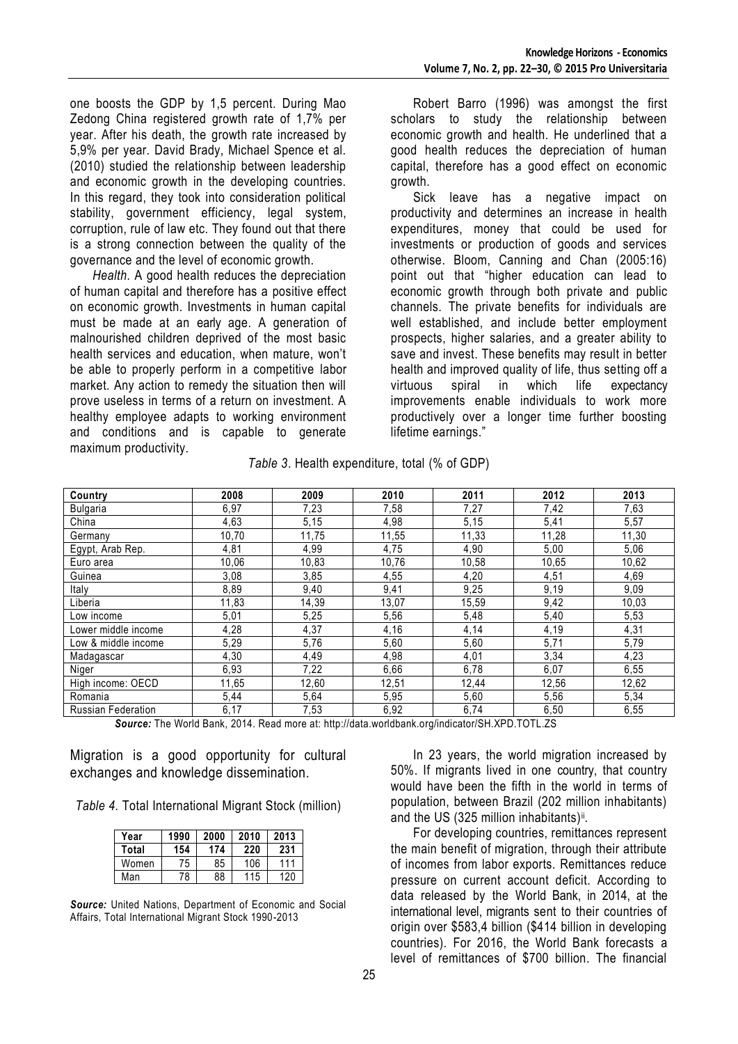one boosts the GDP by 1,5 percent. During Mao Zedong China registered growth rate of 1,7% per year. After his death, the growth rate increased by 5,9% per year. David Brady, Michael Spence et al. (2010) studied the relationship between leadership and economic growth in the developing countries. In this regard, they took into consideration political stability, government efficiency, legal system, corruption, rule of law etc. They found out that there is a strong connection between the quality of the governance and the level of economic growth.

*Health.* A good health reduces the depreciation of human capital and therefore has a positive effect on economic growth. Investments in human capital must be made at an early age. A generation of malnourished children deprived of the most basic health services and education, when mature, won't be able to properly perform in a competitive labor market. Any action to remedy the situation then will prove useless in terms of a return on investment. A healthy employee adapts to working environment and conditions and is capable to generate maximum productivity.

Robert Barro (1996) was amongst the first scholars to study the relationship between economic growth and health. He underlined that a good health reduces the depreciation of human capital, therefore has a good effect on economic growth.

Sick leave has a negative impact on productivity and determines an increase in health expenditures, money that could be used for investments or production of goods and services otherwise. Bloom, Canning and Chan (2005:16) point out that "higher education can lead to economic growth through both private and public channels. The private benefits for individuals are well established, and include better employment prospects, higher salaries, and a greater ability to save and invest. These benefits may result in better health and improved quality of life, thus setting off a virtuous spiral in which life expectancy improvements enable individuals to work more productively over a longer time further boosting lifetime earnings."

*Table 3*. Health expenditure, total (% of GDP)

| Country | 2008 | 2009 | 2010 | 2011 | 2012 | 2013 |
|---|---|---|---|---|---|---|
| Bulgaria | 6,97 | 7,23 | 7,58 | 7,27 | 7,42 | 7,63 |
| China | 4,63 | 5,15 | 4,98 | 5,15 | 5,41 | 5,57 |
| Germany | 10,70 | 11,75 | 11,55 | 11,33 | 11,28 | 11,30 |
| Egypt, Arab Rep. | 4,81 | 4,99 | 4,75 | 4,90 | 5,00 | 5,06 |
| Euro area | 10,06 | 10,83 | 10,76 | 10,58 | 10,65 | 10,62 |
| Guinea | 3,08 | 3,85 | 4,55 | 4,20 | 4,51 | 4,69 |
| Italy | 8,89 | 9,40 | 9,41 | 9,25 | 9,19 | 9,09 |
| Liberia | 11,83 | 14,39 | 13,07 | 15,59 | 9,42 | 10,03 |
| Low income | 5,01 | 5,25 | 5,56 | 5,48 | 5,40 | 5,53 |
| Lower middle income | 4,28 | 4,37 | 4,16 | 4,14 | 4,19 | 4,31 |
| Low & middle income | 5,29 | 5,76 | 5,60 | 5,60 | 5,71 | 5,79 |
| Madagascar | 4,30 | 4,49 | 4,98 | 4,01 | 3,34 | 4,23 |
| Niger | 6,93 | 7,22 | 6,66 | 6,78 | 6,07 | 6,55 |
| High income: OECD | 11,65 | 12,60 | 12,51 | 12,44 | 12,56 | 12,62 |
| Romania | 5,44 | 5,64 | 5,95 | 5,60 | 5,56 | 5,34 |
| Russian Federation | 6,17 | 7,53 | 6,92 | 6,74 | 6,50 | 6,55 |

***Source:*** The World Bank, 2014. Read more at: http://data.worldbank.org/indicator/SH.XPD.TOTL.ZS

Migration is a good opportunity for cultural exchanges and knowledge dissemination.

*Table 4.* Total International Migrant Stock (million)

| Year | 1990 | 2000 | 2010 | 2013 |
|---|---|---|---|---|
| **Total** | **154** | **174** | **220** | **231** |
| Women | 75 | 85 | 106 | 111 |
| Man | 78 | 88 | 115 | 120 |

***Source:*** United Nations, Department of Economic and Social Affairs, Total International Migrant Stock 1990-2013

In 23 years, the world migration increased by 50%. If migrants lived in one country, that country would have been the fifth in the world in terms of population, between Brazil (202 million inhabitants) and the US (325 million inhabitants)[ii].

For developing countries, remittances represent the main benefit of migration, through their attribute of incomes from labor exports. Remittances reduce pressure on current account deficit. According to data released by the World Bank, in 2014, at the international level, migrants sent to their countries of origin over \$583,4 billion (\$414 billion in developing countries). For 2016, the World Bank forecasts a level of remittances of \$700 billion. The financial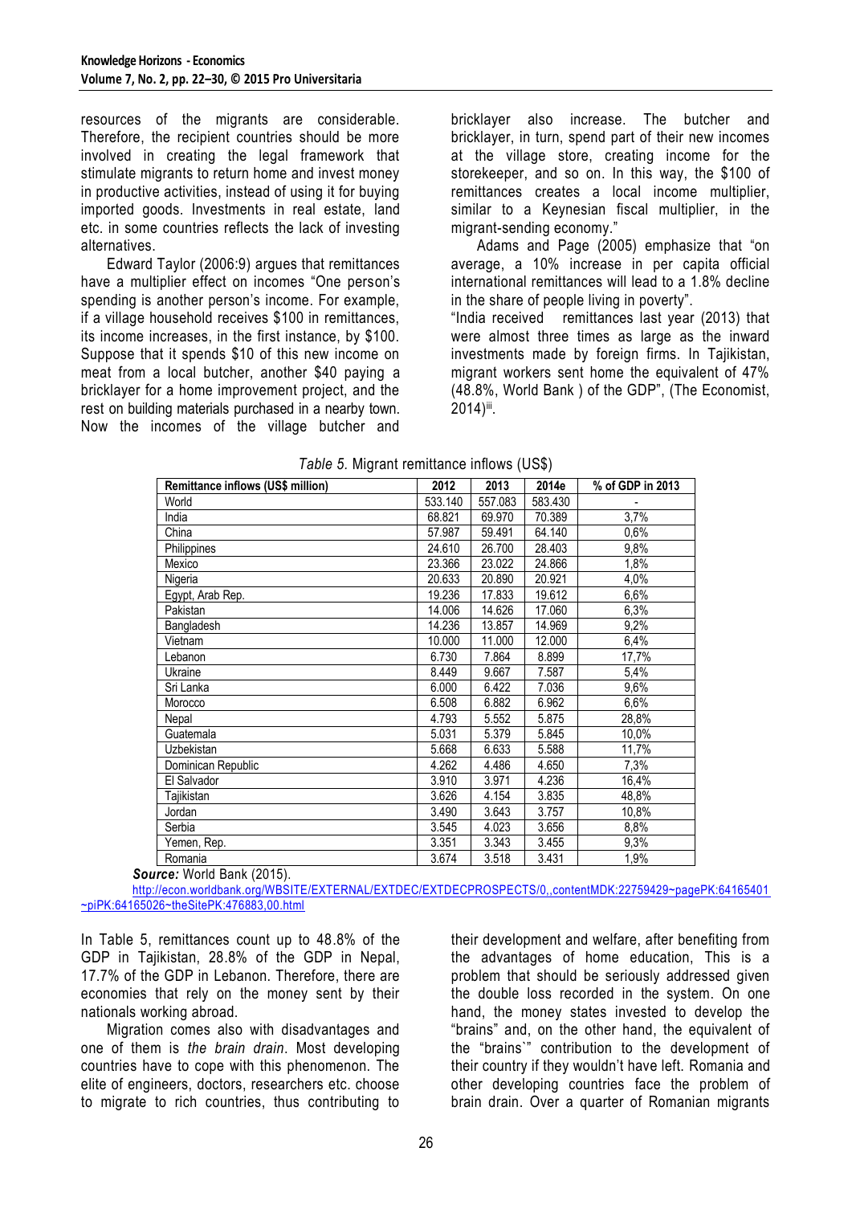resources of the migrants are considerable. Therefore, the recipient countries should be more involved in creating the legal framework that stimulate migrants to return home and invest money in productive activities, instead of using it for buying imported goods. Investments in real estate, land etc. in some countries reflects the lack of investing alternatives.

Edward Taylor (2006:9) argues that remittances have a multiplier effect on incomes "One person's spending is another person's income. For example, if a village household receives $100 in remittances, its income increases, in the first instance, by $100. Suppose that it spends $10 of this new income on meat from a local butcher, another $40 paying a bricklayer for a home improvement project, and the rest on building materials purchased in a nearby town. Now the incomes of the village butcher and bricklayer also increase. The butcher and bricklayer, in turn, spend part of their new incomes at the village store, creating income for the storekeeper, and so on. In this way, the $100 of remittances creates a local income multiplier, similar to a Keynesian fiscal multiplier, in the migrant-sending economy."

Adams and Page (2005) emphasize that "on average, a 10% increase in per capita official international remittances will lead to a 1.8% decline in the share of people living in poverty".

"India received remittances last year (2013) that were almost three times as large as the inward investments made by foreign firms. In Tajikistan, migrant workers sent home the equivalent of 47% (48.8%, World Bank ) of the GDP", (The Economist, 2014)[iii].

*Table 5.* Migrant remittance inflows (US$)

| Remittance inflows (US$ million) | 2012 | 2013 | 2014e | % of GDP in 2013 |
|---|---|---|---|---|
| World | 533.140 | 557.083 | 583.430 | - |
| India | 68.821 | 69.970 | 70.389 | 3,7% |
| China | 57.987 | 59.491 | 64.140 | 0,6% |
| Philippines | 24.610 | 26.700 | 28.403 | 9,8% |
| Mexico | 23.366 | 23.022 | 24.866 | 1,8% |
| Nigeria | 20.633 | 20.890 | 20.921 | 4,0% |
| Egypt, Arab Rep. | 19.236 | 17.833 | 19.612 | 6,6% |
| Pakistan | 14.006 | 14.626 | 17.060 | 6,3% |
| Bangladesh | 14.236 | 13.857 | 14.969 | 9,2% |
| Vietnam | 10.000 | 11.000 | 12.000 | 6,4% |
| Lebanon | 6.730 | 7.864 | 8.899 | 17,7% |
| Ukraine | 8.449 | 9.667 | 7.587 | 5,4% |
| Sri Lanka | 6.000 | 6.422 | 7.036 | 9,6% |
| Morocco | 6.508 | 6.882 | 6.962 | 6,6% |
| Nepal | 4.793 | 5.552 | 5.875 | 28,8% |
| Guatemala | 5.031 | 5.379 | 5.845 | 10,0% |
| Uzbekistan | 5.668 | 6.633 | 5.588 | 11,7% |
| Dominican Republic | 4.262 | 4.486 | 4.650 | 7,3% |
| El Salvador | 3.910 | 3.971 | 4.236 | 16,4% |
| Tajikistan | 3.626 | 4.154 | 3.835 | 48,8% |
| Jordan | 3.490 | 3.643 | 3.757 | 10,8% |
| Serbia | 3.545 | 4.023 | 3.656 | 8,8% |
| Yemen, Rep. | 3.351 | 3.343 | 3.455 | 9,3% |
| Romania | 3.674 | 3.518 | 3.431 | 1,9% |

***Source:*** World Bank (2015). http://econ.worldbank.org/WBSITE/EXTERNAL/EXTDEC/EXTDECPROSPECTS/0,,contentMDK:22759429~pagePK:64165401~piPK:64165026~theSitePK:476883,00.html

In Table 5, remittances count up to 48.8% of the GDP in Tajikistan, 28.8% of the GDP in Nepal, 17.7% of the GDP in Lebanon. Therefore, there are economies that rely on the money sent by their nationals working abroad.

Migration comes also with disadvantages and one of them is *the brain drain*. Most developing countries have to cope with this phenomenon. The elite of engineers, doctors, researchers etc. choose to migrate to rich countries, thus contributing to their development and welfare, after benefiting from the advantages of home education, This is a problem that should be seriously addressed given the double loss recorded in the system. On one hand, the money states invested to develop the "brains" and, on the other hand, the equivalent of the "brains`" contribution to the development of their country if they wouldn't have left. Romania and other developing countries face the problem of brain drain. Over a quarter of Romanian migrants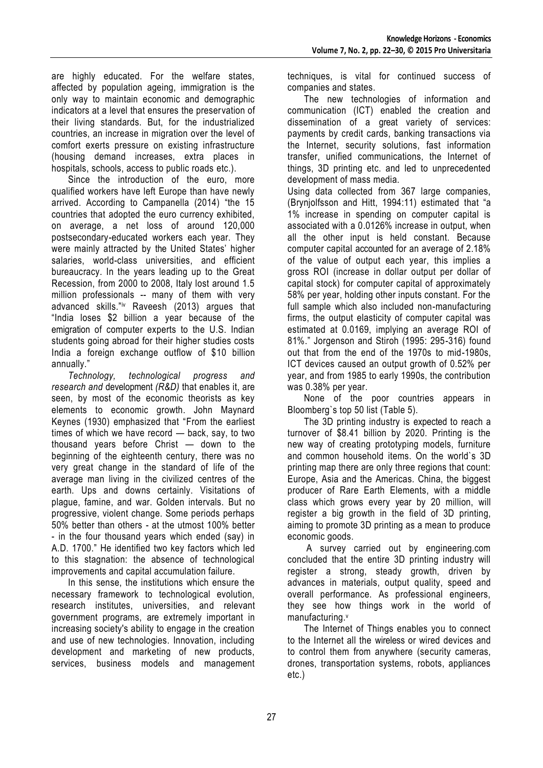are highly educated. For the welfare states, affected by population ageing, immigration is the only way to maintain economic and demographic indicators at a level that ensures the preservation of their living standards. But, for the industrialized countries, an increase in migration over the level of comfort exerts pressure on existing infrastructure (housing demand increases, extra places in hospitals, schools, access to public roads etc.).

Since the introduction of the euro, more qualified workers have left Europe than have newly arrived. According to Campanella (2014) "the 15 countries that adopted the euro currency exhibited, on average, a net loss of around 120,000 postsecondary-educated workers each year. They were mainly attracted by the United States' higher salaries, world-class universities, and efficient bureaucracy. In the years leading up to the Great Recession, from 2000 to 2008, Italy lost around 1.5 million professionals -- many of them with very advanced skills."[iv] Raveesh (2013) argues that "India loses $2 billion a year because of the emigration of computer experts to the U.S. Indian students going abroad for their higher studies costs India a foreign exchange outflow of $10 billion annually."

*Technology, technological progress and research and* development *(R&D)* that enables it, are seen, by most of the economic theorists as key elements to economic growth. John Maynard Keynes (1930) emphasized that "From the earliest times of which we have record — back, say, to two thousand years before Christ — down to the beginning of the eighteenth century, there was no very great change in the standard of life of the average man living in the civilized centres of the earth. Ups and downs certainly. Visitations of plague, famine, and war. Golden intervals. But no progressive, violent change. Some periods perhaps 50% better than others - at the utmost 100% better - in the four thousand years which ended (say) in A.D. 1700." He identified two key factors which led to this stagnation: the absence of technological improvements and capital accumulation failure.

In this sense, the institutions which ensure the necessary framework to technological evolution, research institutes, universities, and relevant government programs, are extremely important in increasing society's ability to engage in the creation and use of new technologies. Innovation, including development and marketing of new products, services, business models and management techniques, is vital for continued success of companies and states.

The new technologies of information and communication (ICT) enabled the creation and dissemination of a great variety of services: payments by credit cards, banking transactions via the Internet, security solutions, fast information transfer, unified communications, the Internet of things, 3D printing etc. and led to unprecedented development of mass media.

Using data collected from 367 large companies, (Brynjolfsson and Hitt, 1994:11) estimated that "a 1% increase in spending on computer capital is associated with a 0.0126% increase in output, when all the other input is held constant. Because computer capital accounted for an average of 2.18% of the value of output each year, this implies a gross ROI (increase in dollar output per dollar of capital stock) for computer capital of approximately 58% per year, holding other inputs constant. For the full sample which also included non-manufacturing firms, the output elasticity of computer capital was estimated at 0.0169, implying an average ROI of 81%." Jorgenson and Stiroh (1995: 295-316) found out that from the end of the 1970s to mid-1980s, ICT devices caused an output growth of 0.52% per year, and from 1985 to early 1990s, the contribution was 0.38% per year.

None of the poor countries appears in Bloomberg`s top 50 list (Table 5).

The 3D printing industry is expected to reach a turnover of $8.41 billion by 2020. Printing is the new way of creating prototyping models, furniture and common household items. On the world`s 3D printing map there are only three regions that count: Europe, Asia and the Americas. China, the biggest producer of Rare Earth Elements, with a middle class which grows every year by 20 million, will register a big growth in the field of 3D printing, aiming to promote 3D printing as a mean to produce economic goods.

A survey carried out by engineering.com concluded that the entire 3D printing industry will register a strong, steady growth, driven by advances in materials, output quality, speed and overall performance. As professional engineers, they see how things work in the world of manufacturing.[v]

The Internet of Things enables you to connect to the Internet all the wireless or wired devices and to control them from anywhere (security cameras, drones, transportation systems, robots, appliances etc.)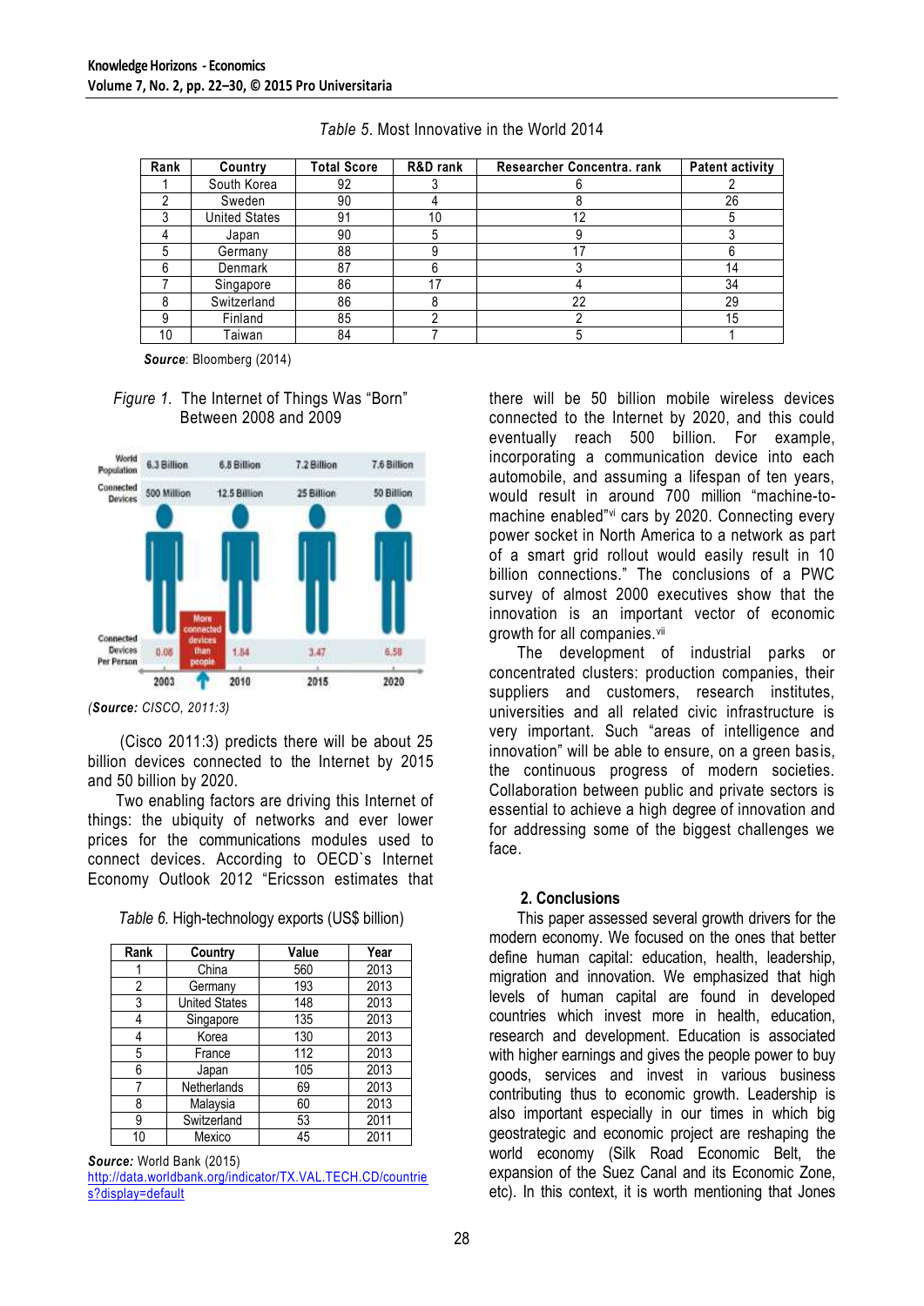*Table 5.* Most Innovative in the World 2014

| Rank | Country | Total Score | R&D rank | Researcher Concentra. rank | Patent activity |
|---|---|---|---|---|---|
| 1 | South Korea | 92 | 3 | 6 | 2 |
| 2 | Sweden | 90 | 4 | 8 | 26 |
| 3 | United States | 91 | 10 | 12 | 5 |
| 4 | Japan | 90 | 5 | 9 | 3 |
| 5 | Germany | 88 | 9 | 17 | 6 |
| 6 | Denmark | 87 | 6 | 3 | 14 |
| 7 | Singapore | 86 | 17 | 4 | 34 |
| 8 | Switzerland | 86 | 8 | 22 | 29 |
| 9 | Finland | 85 | 2 | 2 | 15 |
| 10 | Taiwan | 84 | 7 | 5 | 1 |

***Source***: Bloomberg (2014)

*Figure 1.* The Internet of Things Was "Born" Between 2008 and 2009

| | 2003 | 2010 | 2015 | 2020 |
|---|---|---|---|---|
| World Population | 6.3 Billion | 6.8 Billion | 7.2 Billion | 7.6 Billion |
| Connected Devices | 500 Million | 12.5 Billion | 25 Billion | 50 Billion |
| Connected Devices Per Person | 0.08 | 1.84 | 3.47 | 6.58 |

More connected devices than people

(***Source:*** *CISCO, 2011:3)*

(Cisco 2011:3) predicts there will be about 25 billion devices connected to the Internet by 2015 and 50 billion by 2020.

Two enabling factors are driving this Internet of things: the ubiquity of networks and ever lower prices for the communications modules used to connect devices. According to OECD`s Internet Economy Outlook 2012 "Ericsson estimates that there will be 50 billion mobile wireless devices connected to the Internet by 2020, and this could eventually reach 500 billion. For example, incorporating a communication device into each automobile, and assuming a lifespan of ten years, would result in around 700 million "machine-to-machine enabled"[vi] cars by 2020. Connecting every power socket in North America to a network as part of a smart grid rollout would easily result in 10 billion connections." The conclusions of a PWC survey of almost 2000 executives show that the innovation is an important vector of economic growth for all companies.[vii]

The development of industrial parks or concentrated clusters: production companies, their suppliers and customers, research institutes, universities and all related civic infrastructure is very important. Such "areas of intelligence and innovation" will be able to ensure, on a green basis, the continuous progress of modern societies. Collaboration between public and private sectors is essential to achieve a high degree of innovation and for addressing some of the biggest challenges we face.

*Table 6.* High-technology exports (US$ billion)

| Rank | Country | Value | Year |
|---|---|---|---|
| 1 | China | 560 | 2013 |
| 2 | Germany | 193 | 2013 |
| 3 | United States | 148 | 2013 |
| 4 | Singapore | 135 | 2013 |
| 4 | Korea | 130 | 2013 |
| 5 | France | 112 | 2013 |
| 6 | Japan | 105 | 2013 |
| 7 | Netherlands | 69 | 2013 |
| 8 | Malaysia | 60 | 2013 |
| 9 | Switzerland | 53 | 2011 |
| 10 | Mexico | 45 | 2011 |

***Source:*** World Bank (2015)
http://data.worldbank.org/indicator/TX.VAL.TECH.CD/countries?display=default

## 2. Conclusions

This paper assessed several growth drivers for the modern economy. We focused on the ones that better define human capital: education, health, leadership, migration and innovation. We emphasized that high levels of human capital are found in developed countries which invest more in health, education, research and development. Education is associated with higher earnings and gives the people power to buy goods, services and invest in various business contributing thus to economic growth. Leadership is also important especially in our times in which big geostrategic and economic project are reshaping the world economy (Silk Road Economic Belt, the expansion of the Suez Canal and its Economic Zone, etc). In this context, it is worth mentioning that Jones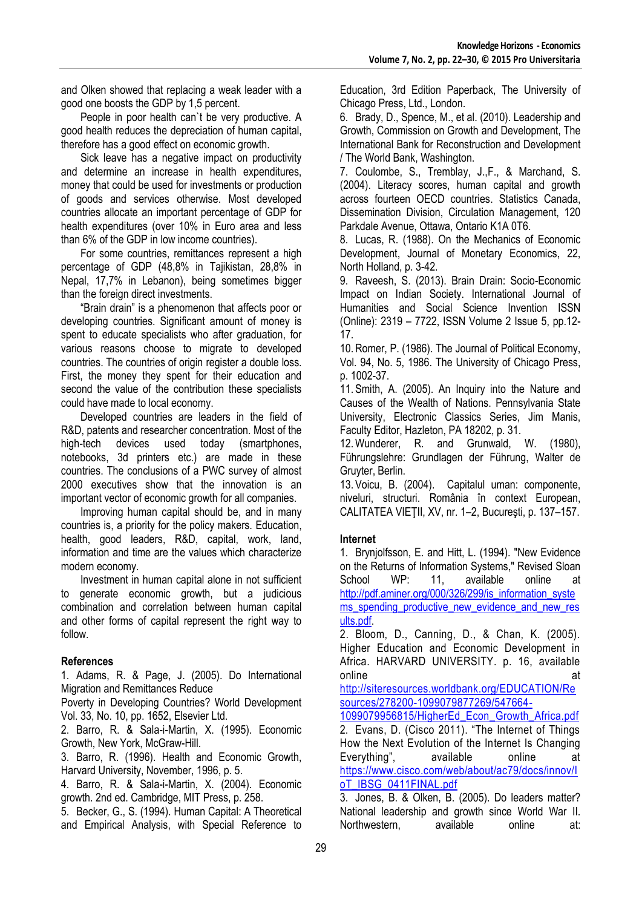and Olken showed that replacing a weak leader with a good one boosts the GDP by 1,5 percent.

People in poor health can`t be very productive. A good health reduces the depreciation of human capital, therefore has a good effect on economic growth.

Sick leave has a negative impact on productivity and determine an increase in health expenditures, money that could be used for investments or production of goods and services otherwise. Most developed countries allocate an important percentage of GDP for health expenditures (over 10% in Euro area and less than 6% of the GDP in low income countries).

For some countries, remittances represent a high percentage of GDP (48,8% in Tajikistan, 28,8% in Nepal, 17,7% in Lebanon), being sometimes bigger than the foreign direct investments.

"Brain drain" is a phenomenon that affects poor or developing countries. Significant amount of money is spent to educate specialists who after graduation, for various reasons choose to migrate to developed countries. The countries of origin register a double loss. First, the money they spent for their education and second the value of the contribution these specialists could have made to local economy.

Developed countries are leaders in the field of R&D, patents and researcher concentration. Most of the high-tech devices used today (smartphones, notebooks, 3d printers etc.) are made in these countries. The conclusions of a PWC survey of almost 2000 executives show that the innovation is an important vector of economic growth for all companies.

Improving human capital should be, and in many countries is, a priority for the policy makers. Education, health, good leaders, R&D, capital, work, land, information and time are the values which characterize modern economy.

Investment in human capital alone in not sufficient to generate economic growth, but a judicious combination and correlation between human capital and other forms of capital represent the right way to follow.

## References

1. Adams, R. & Page, J. (2005). Do International Migration and Remittances Reduce Poverty in Developing Countries? World Development Vol. 33, No. 10, pp. 1652, Elsevier Ltd.
2. Barro, R. & Sala-i-Martin, X. (1995). Economic Growth, New York, McGraw-Hill.
3. Barro, R. (1996). Health and Economic Growth, Harvard University, November, 1996, p. 5.
4. Barro, R. & Sala-i-Martin, X. (2004). Economic growth. 2nd ed. Cambridge, MIT Press, p. 258.
5. Becker, G., S. (1994). Human Capital: A Theoretical and Empirical Analysis, with Special Reference to Education, 3rd Edition Paperback, The University of Chicago Press, Ltd., London.
6. Brady, D., Spence, M., et al. (2010). Leadership and Growth, Commission on Growth and Development, The International Bank for Reconstruction and Development / The World Bank, Washington.
7. Coulombe, S., Tremblay, J.,F., & Marchand, S. (2004). Literacy scores, human capital and growth across fourteen OECD countries. Statistics Canada, Dissemination Division, Circulation Management, 120 Parkdale Avenue, Ottawa, Ontario K1A 0T6.
8. Lucas, R. (1988). On the Mechanics of Economic Development, Journal of Monetary Economics, 22, North Holland, p. 3-42.
9. Raveesh, S. (2013). Brain Drain: Socio-Economic Impact on Indian Society. International Journal of Humanities and Social Science Invention ISSN (Online): 2319 – 7722, ISSN Volume 2 Issue 5, pp.12-17.
10. Romer, P. (1986). The Journal of Political Economy, Vol. 94, No. 5, 1986. The University of Chicago Press, p. 1002-37.
11. Smith, A. (2005). An Inquiry into the Nature and Causes of the Wealth of Nations. Pennsylvania State University, Electronic Classics Series, Jim Manis, Faculty Editor, Hazleton, PA 18202, p. 31.
12. Wunderer, R. and Grunwald, W. (1980), Führungslehre: Grundlagen der Führung, Walter de Gruyter, Berlin.
13. Voicu, B. (2004). Capitalul uman: componente, niveluri, structuri. România în context European, CALITATEA VIEŢII, XV, nr. 1–2, Bucureşti, p. 137–157.

### Internet

1. Brynjolfsson, E. and Hitt, L. (1994). "New Evidence on the Returns of Information Systems," Revised Sloan School WP: 11, available online at http://pdf.aminer.org/000/326/299/is_information_systems_spending_productive_new_evidence_and_new_results.pdf.
2. Bloom, D., Canning, D., & Chan, K. (2005). Higher Education and Economic Development in Africa. HARVARD UNIVERSITY. p. 16, available online at http://siteresources.worldbank.org/EDUCATION/Resources/278200-1099079877269/547664-1099079956815/HigherEd_Econ_Growth_Africa.pdf
2. Evans, D. (Cisco 2011). "The Internet of Things How the Next Evolution of the Internet Is Changing Everything", available online at https://www.cisco.com/web/about/ac79/docs/innov/IoT_IBSG_0411FINAL.pdf
3. Jones, B. & Olken, B. (2005). Do leaders matter? National leadership and growth since World War II. Northwestern, available online at: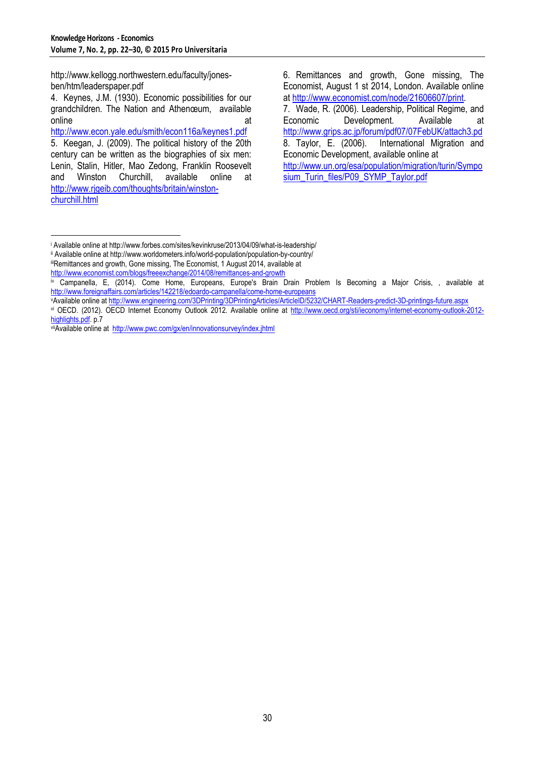http://www.kellogg.northwestern.edu/faculty/jones-ben/htm/leaderspaper.pdf

4. Keynes, J.M. (1930). Economic possibilities for our grandchildren. The Nation and Athenœum, available online at http://www.econ.yale.edu/smith/econ116a/keynes1.pdf

5. Keegan, J. (2009). The political history of the 20th century can be written as the biographies of six men: Lenin, Stalin, Hitler, Mao Zedong, Franklin Roosevelt and Winston Churchill, available online at http://www.rjgeib.com/thoughts/britain/winston-churchill.html

6. Remittances and growth, Gone missing, The Economist, August 1 st 2014, London. Available online at http://www.economist.com/node/21606607/print.

7. Wade, R. (2006). Leadership, Political Regime, and Economic Development. Available at http://www.grips.ac.jp/forum/pdf07/07FebUK/attach3.pd

8. Taylor, E. (2006). International Migration and Economic Development, available online at http://www.un.org/esa/population/migration/turin/Symposium_Turin_files/P09_SYMP_Taylor.pdf

---

[i] Available online at http://www.forbes.com/sites/kevinkruse/2013/04/09/what-is-leadership/

[ii] Available online at http://www.worldometers.info/world-population/population-by-country/

[iii] Remittances and growth, Gone missing, The Economist, 1 August 2014, available at http://www.economist.com/blogs/freeexchange/2014/08/remittances-and-growth

[iv] Campanella, E, (2014). Come Home, Europeans, Europe's Brain Drain Problem Is Becoming a Major Crisis, , available at http://www.foreignaffairs.com/articles/142218/edoardo-campanella/come-home-europeans

[v] Available online at http://www.engineering.com/3DPrinting/3DPrintingArticles/ArticleID/5232/CHART-Readers-predict-3D-printings-future.aspx

[vi] OECD. (2012). OECD Internet Economy Outlook 2012. Available online at http://www.oecd.org/sti/ieconomy/internet-economy-outlook-2012-highlights.pdf. p.7

[vii] Available online at http://www.pwc.com/gx/en/innovationsurvey/index.jhtml